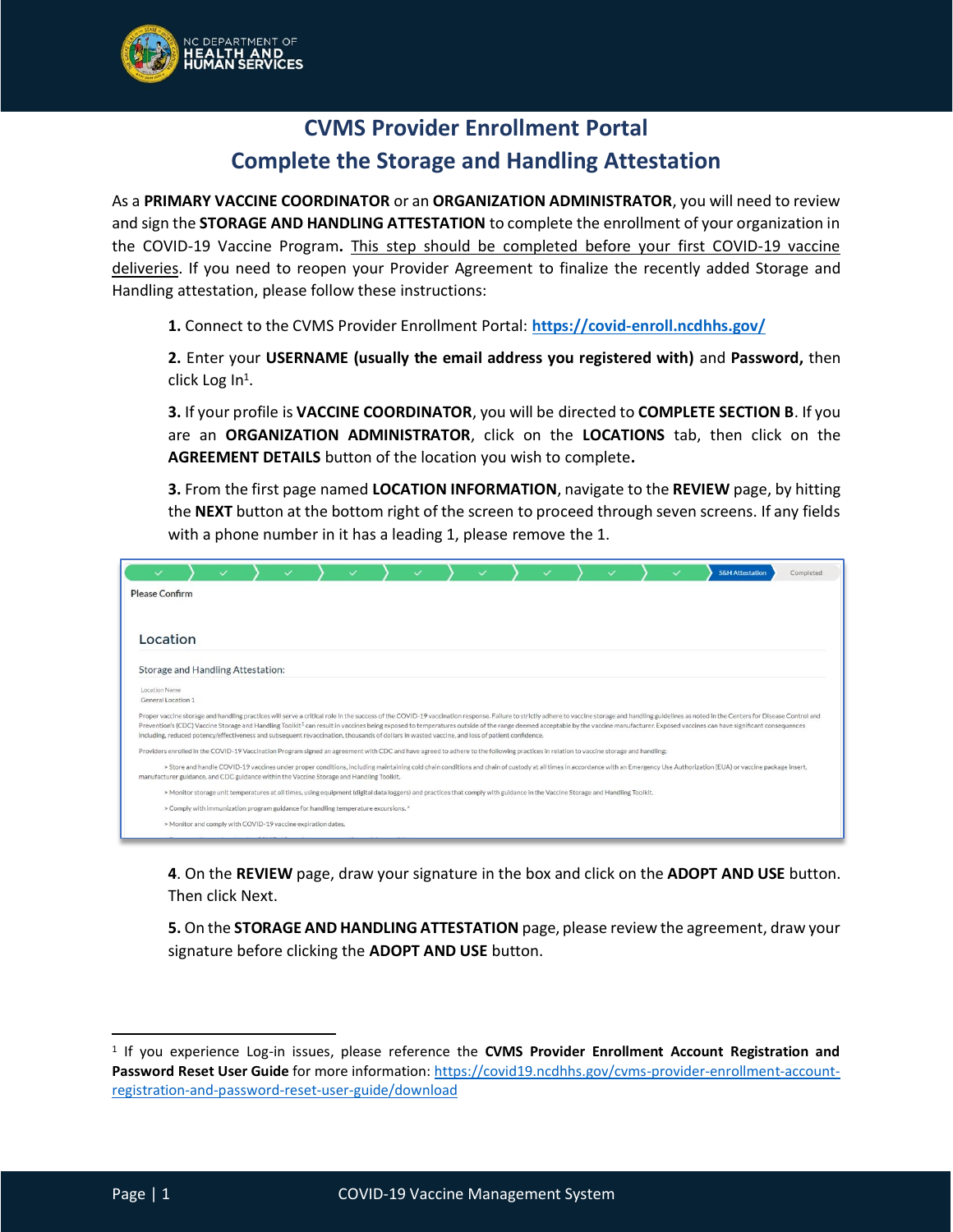# CVMS Provider Enrollment Portal

## Complete the Storage and Handling Attestation

As a **PRIMARY VACCINE COORDINATOR** or an **ORGANIZATION ADMINISTRATOR**, you will need to review and sign the **STORAGE AND HANDLING ATTESTATION** to complete the enrollment of your organization in the COVID-19 Vaccine Program**.** This step should be completed before your first COVID-19 vaccine deliveries. If you need to reopen your Provider Agreement to finalize the recently added Storage and Handling attestation, please follow these instructions:

**1.** Connect to the CVMS Provider Enrollment Portal: **https://covid-enroll.ncdhhs.gov/**

**2.** Enter your **USERNAME (usually the email address you registered with)** and **Password,** then click Log In[1].

**3.** If your profile is **VACCINE COORDINATOR**, you will be directed to **COMPLETE SECTION B**. If you are an **ORGANIZATION ADMINISTRATOR**, click on the **LOCATIONS** tab, then click on the **AGREEMENT DETAILS** button of the location you wish to complete**.**

**3.** From the first page named **LOCATION INFORMATION**, navigate to the **REVIEW** page, by hitting the **NEXT** button at the bottom right of the screen to proceed through seven screens. If any fields with a phone number in it has a leading 1, please remove the 1.

**4**. On the **REVIEW** page, draw your signature in the box and click on the **ADOPT AND USE** button. Then click Next.

**5.** On the **STORAGE AND HANDLING ATTESTATION** page, please review the agreement, draw your signature before clicking the **ADOPT AND USE** button.

---

[1] If you experience Log-in issues, please reference the **CVMS Provider Enrollment Account Registration and Password Reset User Guide** for more information: https://covid19.ncdhhs.gov/cvms-provider-enrollment-account-registration-and-password-reset-user-guide/download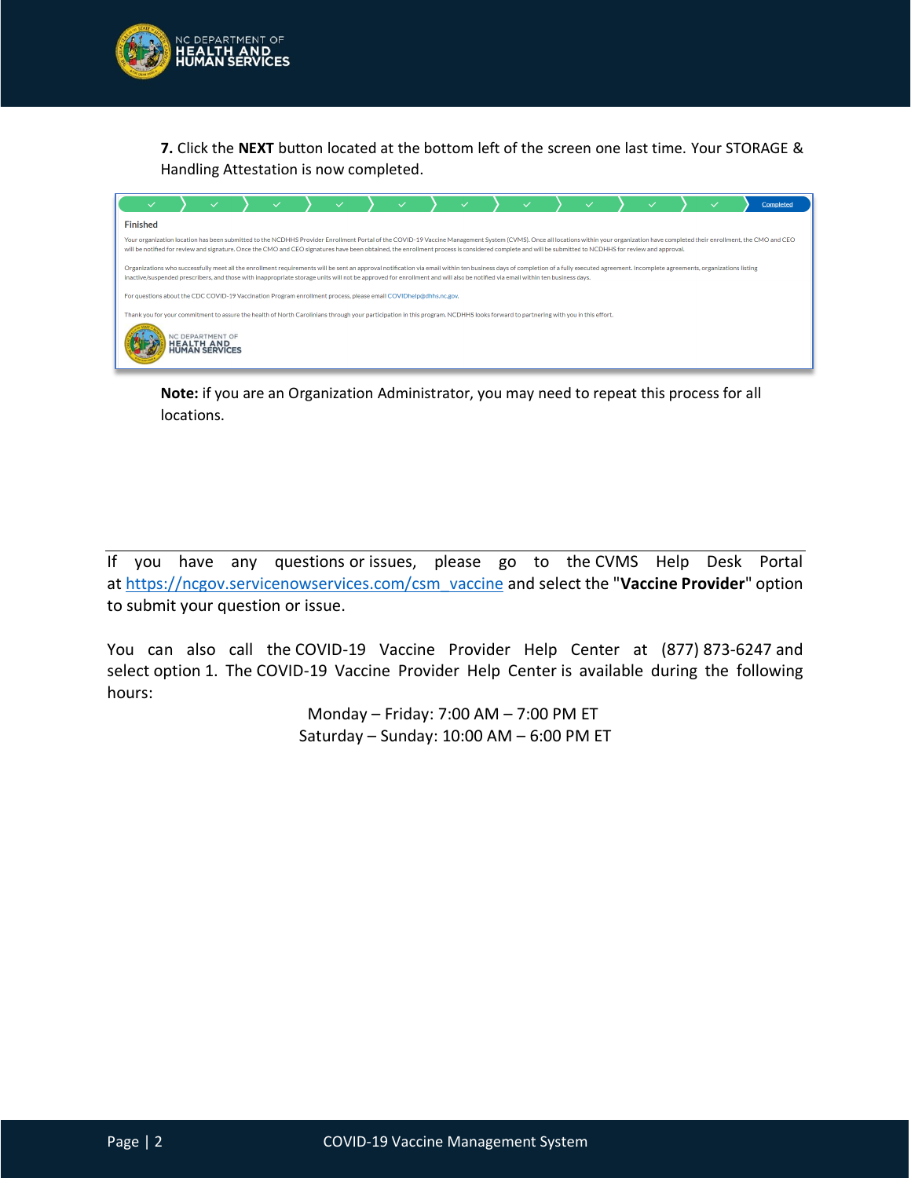**7.** Click the **NEXT** button located at the bottom left of the screen one last time. Your STORAGE & Handling Attestation is now completed.

Completed

Finished

Your organization location has been submitted to the NCDHHS Provider Enrollment Portal of the COVID-19 Vaccine Management System (CVMS). Once all locations within your organization have completed their enrollment, the CMO and CEO will be notified for review and signature. Once the CMO and CEO signatures have been obtained, the enrollment process is considered complete and will be submitted to NCDHHS for review and approval.

Organizations who successfully meet all the enrollment requirements will be sent an approval notification via email within ten business days of completion of a fully executed agreement. Incomplete agreements, organizations listing inactive/suspended prescribers, and those with inappropriate storage units will not be approved for enrollment and will also be notified via email within ten business days.

For questions about the CDC COVID-19 Vaccination Program enrollment process, please email COVIDhelp@dhhs.nc.gov.

Thank you for your commitment to assure the health of North Carolinians through your participation in this program. NCDHHS looks forward to partnering with you in this effort.

NC DEPARTMENT OF HEALTH AND HUMAN SERVICES

**Note:** if you are an Organization Administrator, you may need to repeat this process for all locations.

---

If you have any questions or issues, please go to the CVMS Help Desk Portal at https://ncgov.servicenowservices.com/csm_vaccine and select the "**Vaccine Provider**" option to submit your question or issue.

You can also call the COVID-19 Vaccine Provider Help Center at (877) 873-6247 and select option 1. The COVID-19 Vaccine Provider Help Center is available during the following hours:

Monday – Friday: 7:00 AM – 7:00 PM ET
Saturday – Sunday: 10:00 AM – 6:00 PM ET